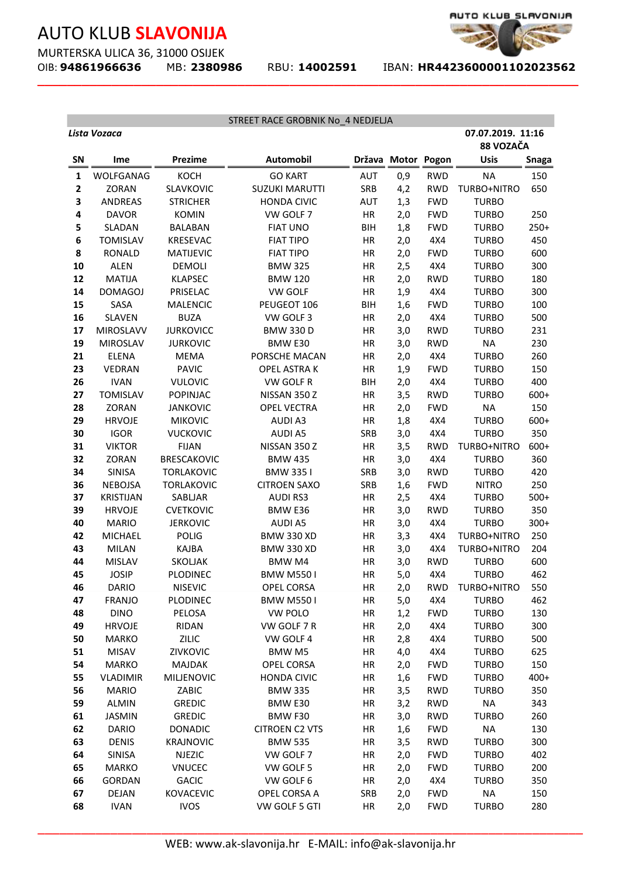# AUTO KLUB **SLAVONIJA**

MURTERSKA ULICA 36, 31000 OSIJEK

OIB: **94861966636** MB: **2380986** RBU: **14002591** IBAN: **HR4423600001102023562**

STREET RACE GROBNIK No_4 NEDJELJA

***Lista Vozaca***

**07.07.2019. 11:16**

**88 VOZAČA**

| SN | Ime | Prezime | Automobil | Država | Motor | Pogon | Usis | Snaga |
|---|---|---|---|---|---|---|---|---|
| 1 | WOLFGANAG | KOCH | GO KART | AUT | 0,9 | RWD | NA | 150 |
| 2 | ZORAN | SLAVKOVIC | SUZUKI MARUTTI | SRB | 4,2 | RWD | TURBO+NITRO | 650 |
| 3 | ANDREAS | STRICHER | HONDA CIVIC | AUT | 1,3 | FWD | TURBO | |
| 4 | DAVOR | KOMIN | VW GOLF 7 | HR | 2,0 | FWD | TURBO | 250 |
| 5 | SLADAN | BALABAN | FIAT UNO | BIH | 1,8 | FWD | TURBO | 250+ |
| 6 | TOMISLAV | KRESEVAC | FIAT TIPO | HR | 2,0 | 4X4 | TURBO | 450 |
| 8 | RONALD | MATIJEVIC | FIAT TIPO | HR | 2,0 | FWD | TURBO | 600 |
| 10 | ALEN | DEMOLI | BMW 325 | HR | 2,5 | 4X4 | TURBO | 300 |
| 12 | MATIJA | KLAPSEC | BMW 120 | HR | 2,0 | RWD | TURBO | 180 |
| 14 | DOMAGOJ | PRISELAC | VW GOLF | HR | 1,9 | 4X4 | TURBO | 300 |
| 15 | SASA | MALENCIC | PEUGEOT 106 | BIH | 1,6 | FWD | TURBO | 100 |
| 16 | SLAVEN | BUZA | VW GOLF 3 | HR | 2,0 | 4X4 | TURBO | 500 |
| 17 | MIROSLAVV | JURKOVICC | BMW 330 D | HR | 3,0 | RWD | TURBO | 231 |
| 19 | MIROSLAV | JURKOVIC | BMW E30 | HR | 3,0 | RWD | NA | 230 |
| 21 | ELENA | MEMA | PORSCHE MACAN | HR | 2,0 | 4X4 | TURBO | 260 |
| 23 | VEDRAN | PAVIC | OPEL ASTRA K | HR | 1,9 | FWD | TURBO | 150 |
| 26 | IVAN | VULOVIC | VW GOLF R | BIH | 2,0 | 4X4 | TURBO | 400 |
| 27 | TOMISLAV | POPINJAC | NISSAN 350 Z | HR | 3,5 | RWD | TURBO | 600+ |
| 28 | ZORAN | JANKOVIC | OPEL VECTRA | HR | 2,0 | FWD | NA | 150 |
| 29 | HRVOJE | MIKOVIC | AUDI A3 | HR | 1,8 | 4X4 | TURBO | 600+ |
| 30 | IGOR | VUCKOVIC | AUDI A5 | SRB | 3,0 | 4X4 | TURBO | 350 |
| 31 | VIKTOR | FIJAN | NISSAN 350 Z | HR | 3,5 | RWD | TURBO+NITRO | 600+ |
| 32 | ZORAN | BRESCAKOVIC | BMW 435 | HR | 3,0 | 4X4 | TURBO | 360 |
| 34 | SINISA | TORLAKOVIC | BMW 335 I | SRB | 3,0 | RWD | TURBO | 420 |
| 36 | NEBOJSA | TORLAKOVIC | CITROEN SAXO | SRB | 1,6 | FWD | NITRO | 250 |
| 37 | KRISTIJAN | SABLJAR | AUDI RS3 | HR | 2,5 | 4X4 | TURBO | 500+ |
| 39 | HRVOJE | CVETKOVIC | BMW E36 | HR | 3,0 | RWD | TURBO | 350 |
| 40 | MARIO | JERKOVIC | AUDI A5 | HR | 3,0 | 4X4 | TURBO | 300+ |
| 42 | MICHAEL | POLIG | BMW 330 XD | HR | 3,3 | 4X4 | TURBO+NITRO | 250 |
| 43 | MILAN | KAJBA | BMW 330 XD | HR | 3,0 | 4X4 | TURBO+NITRO | 204 |
| 44 | MISLAV | SKOLJAK | BMW M4 | HR | 3,0 | RWD | TURBO | 600 |
| 45 | JOSIP | PLODINEC | BMW M550 I | HR | 5,0 | 4X4 | TURBO | 462 |
| 46 | DARIO | NISEVIC | OPEL CORSA | HR | 2,0 | RWD | TURBO+NITRO | 550 |
| 47 | FRANJO | PLODINEC | BMW M550 I | HR | 5,0 | 4X4 | TURBO | 462 |
| 48 | DINO | PELOSA | VW POLO | HR | 1,2 | FWD | TURBO | 130 |
| 49 | HRVOJE | RIDAN | VW GOLF 7 R | HR | 2,0 | 4X4 | TURBO | 300 |
| 50 | MARKO | ZILIC | VW GOLF 4 | HR | 2,8 | 4X4 | TURBO | 500 |
| 51 | MISAV | ZIVKOVIC | BMW M5 | HR | 4,0 | 4X4 | TURBO | 625 |
| 54 | MARKO | MAJDAK | OPEL CORSA | HR | 2,0 | FWD | TURBO | 150 |
| 55 | VLADIMIR | MILJENOVIC | HONDA CIVIC | HR | 1,6 | FWD | TURBO | 400+ |
| 56 | MARIO | ZABIC | BMW 335 | HR | 3,5 | RWD | TURBO | 350 |
| 59 | ALMIN | GREDIC | BMW E30 | HR | 3,2 | RWD | NA | 343 |
| 61 | JASMIN | GREDIC | BMW F30 | HR | 3,0 | RWD | TURBO | 260 |
| 62 | DARIO | DONADIC | CITROEN C2 VTS | HR | 1,6 | FWD | NA | 130 |
| 63 | DENIS | KRAJNOVIC | BMW 535 | HR | 3,5 | RWD | TURBO | 300 |
| 64 | SINISA | NJEZIC | VW GOLF 7 | HR | 2,0 | FWD | TURBO | 402 |
| 65 | MARKO | VNUCEC | VW GOLF 5 | HR | 2,0 | FWD | TURBO | 200 |
| 66 | GORDAN | GACIC | VW GOLF 6 | HR | 2,0 | 4X4 | TURBO | 350 |
| 67 | DEJAN | KOVACEVIC | OPEL CORSA A | SRB | 2,0 | FWD | NA | 150 |
| 68 | IVAN | IVOS | VW GOLF 5 GTI | HR | 2,0 | FWD | TURBO | 280 |

WEB: www.ak-slavonija.hr E-MAIL: info@ak-slavonija.hr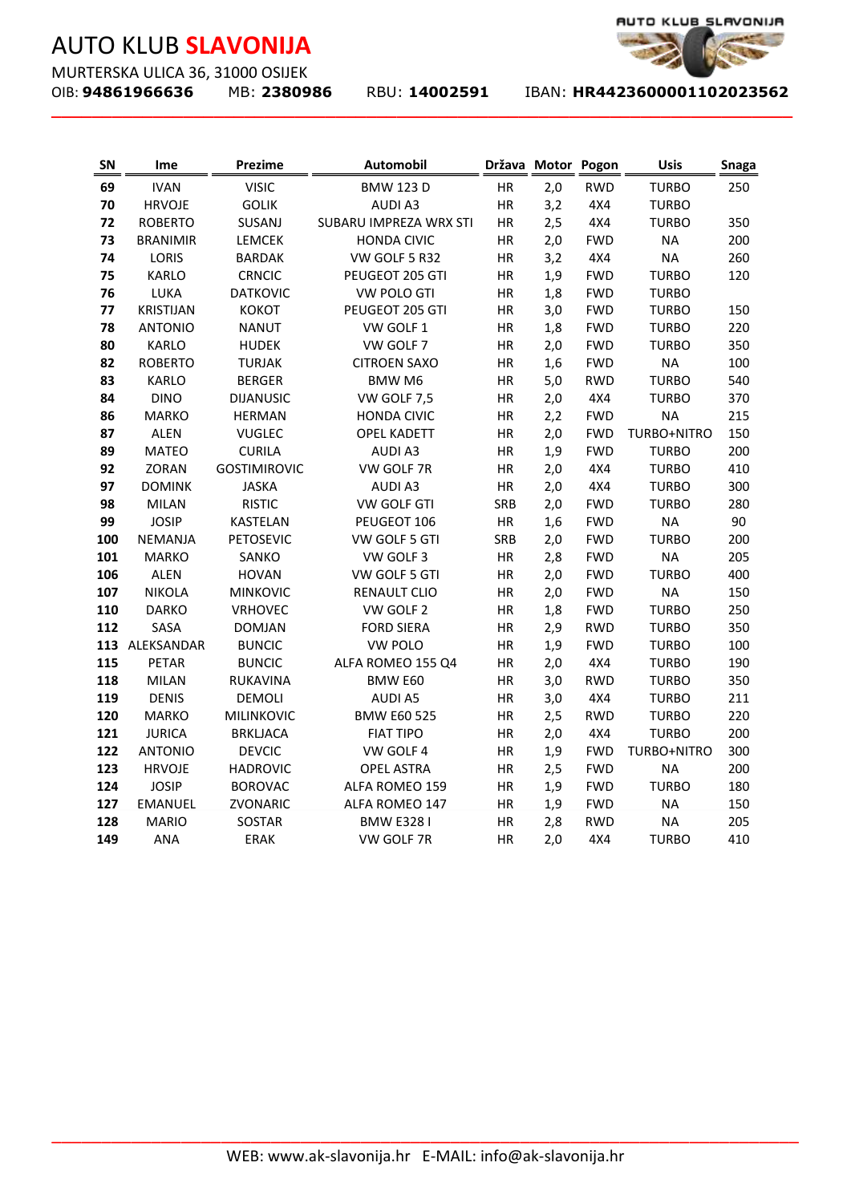# AUTO KLUB **SLAVONIJA**

MURTERSKA ULICA 36, 31000 OSIJEK

OIB: **94861966636** MB: **2380986** RBU: **14002591** IBAN: **HR4423600001102023562**

| SN | Ime | Prezime | Automobil | Država | Motor | Pogon | Usis | Snaga |
|---|---|---|---|---|---|---|---|---|
| **69** | IVAN | VISIC | BMW 123 D | HR | 2,0 | RWD | TURBO | 250 |
| **70** | HRVOJE | GOLIK | AUDI A3 | HR | 3,2 | 4X4 | TURBO | |
| **72** | ROBERTO | SUSANJ | SUBARU IMPREZA WRX STI | HR | 2,5 | 4X4 | TURBO | 350 |
| **73** | BRANIMIR | LEMCEK | HONDA CIVIC | HR | 2,0 | FWD | NA | 200 |
| **74** | LORIS | BARDAK | VW GOLF 5 R32 | HR | 3,2 | 4X4 | NA | 260 |
| **75** | KARLO | CRNCIC | PEUGEOT 205 GTI | HR | 1,9 | FWD | TURBO | 120 |
| **76** | LUKA | DATKOVIC | VW POLO GTI | HR | 1,8 | FWD | TURBO | |
| **77** | KRISTIJAN | KOKOT | PEUGEOT 205 GTI | HR | 3,0 | FWD | TURBO | 150 |
| **78** | ANTONIO | NANUT | VW GOLF 1 | HR | 1,8 | FWD | TURBO | 220 |
| **80** | KARLO | HUDEK | VW GOLF 7 | HR | 2,0 | FWD | TURBO | 350 |
| **82** | ROBERTO | TURJAK | CITROEN SAXO | HR | 1,6 | FWD | NA | 100 |
| **83** | KARLO | BERGER | BMW M6 | HR | 5,0 | RWD | TURBO | 540 |
| **84** | DINO | DIJANUSIC | VW GOLF 7,5 | HR | 2,0 | 4X4 | TURBO | 370 |
| **86** | MARKO | HERMAN | HONDA CIVIC | HR | 2,2 | FWD | NA | 215 |
| **87** | ALEN | VUGLEC | OPEL KADETT | HR | 2,0 | FWD | TURBO+NITRO | 150 |
| **89** | MATEO | CURILA | AUDI A3 | HR | 1,9 | FWD | TURBO | 200 |
| **92** | ZORAN | GOSTIMIROVIC | VW GOLF 7R | HR | 2,0 | 4X4 | TURBO | 410 |
| **97** | DOMINK | JASKA | AUDI A3 | HR | 2,0 | 4X4 | TURBO | 300 |
| **98** | MILAN | RISTIC | VW GOLF GTI | SRB | 2,0 | FWD | TURBO | 280 |
| **99** | JOSIP | KASTELAN | PEUGEOT 106 | HR | 1,6 | FWD | NA | 90 |
| **100** | NEMANJA | PETOSEVIC | VW GOLF 5 GTI | SRB | 2,0 | FWD | TURBO | 200 |
| **101** | MARKO | SANKO | VW GOLF 3 | HR | 2,8 | FWD | NA | 205 |
| **106** | ALEN | HOVAN | VW GOLF 5 GTI | HR | 2,0 | FWD | TURBO | 400 |
| **107** | NIKOLA | MINKOVIC | RENAULT CLIO | HR | 2,0 | FWD | NA | 150 |
| **110** | DARKO | VRHOVEC | VW GOLF 2 | HR | 1,8 | FWD | TURBO | 250 |
| **112** | SASA | DOMJAN | FORD SIERA | HR | 2,9 | RWD | TURBO | 350 |
| **113** | ALEKSANDAR | BUNCIC | VW POLO | HR | 1,9 | FWD | TURBO | 100 |
| **115** | PETAR | BUNCIC | ALFA ROMEO 155 Q4 | HR | 2,0 | 4X4 | TURBO | 190 |
| **118** | MILAN | RUKAVINA | BMW E60 | HR | 3,0 | RWD | TURBO | 350 |
| **119** | DENIS | DEMOLI | AUDI A5 | HR | 3,0 | 4X4 | TURBO | 211 |
| **120** | MARKO | MILINKOVIC | BMW E60 525 | HR | 2,5 | RWD | TURBO | 220 |
| **121** | JURICA | BRKLJACA | FIAT TIPO | HR | 2,0 | 4X4 | TURBO | 200 |
| **122** | ANTONIO | DEVCIC | VW GOLF 4 | HR | 1,9 | FWD | TURBO+NITRO | 300 |
| **123** | HRVOJE | HADROVIC | OPEL ASTRA | HR | 2,5 | FWD | NA | 200 |
| **124** | JOSIP | BOROVAC | ALFA ROMEO 159 | HR | 1,9 | FWD | TURBO | 180 |
| **127** | EMANUEL | ZVONARIC | ALFA ROMEO 147 | HR | 1,9 | FWD | NA | 150 |
| **128** | MARIO | SOSTAR | BMW E328 I | HR | 2,8 | RWD | NA | 205 |
| **149** | ANA | ERAK | VW GOLF 7R | HR | 2,0 | 4X4 | TURBO | 410 |

WEB: www.ak-slavonija.hr E-MAIL: info@ak-slavonija.hr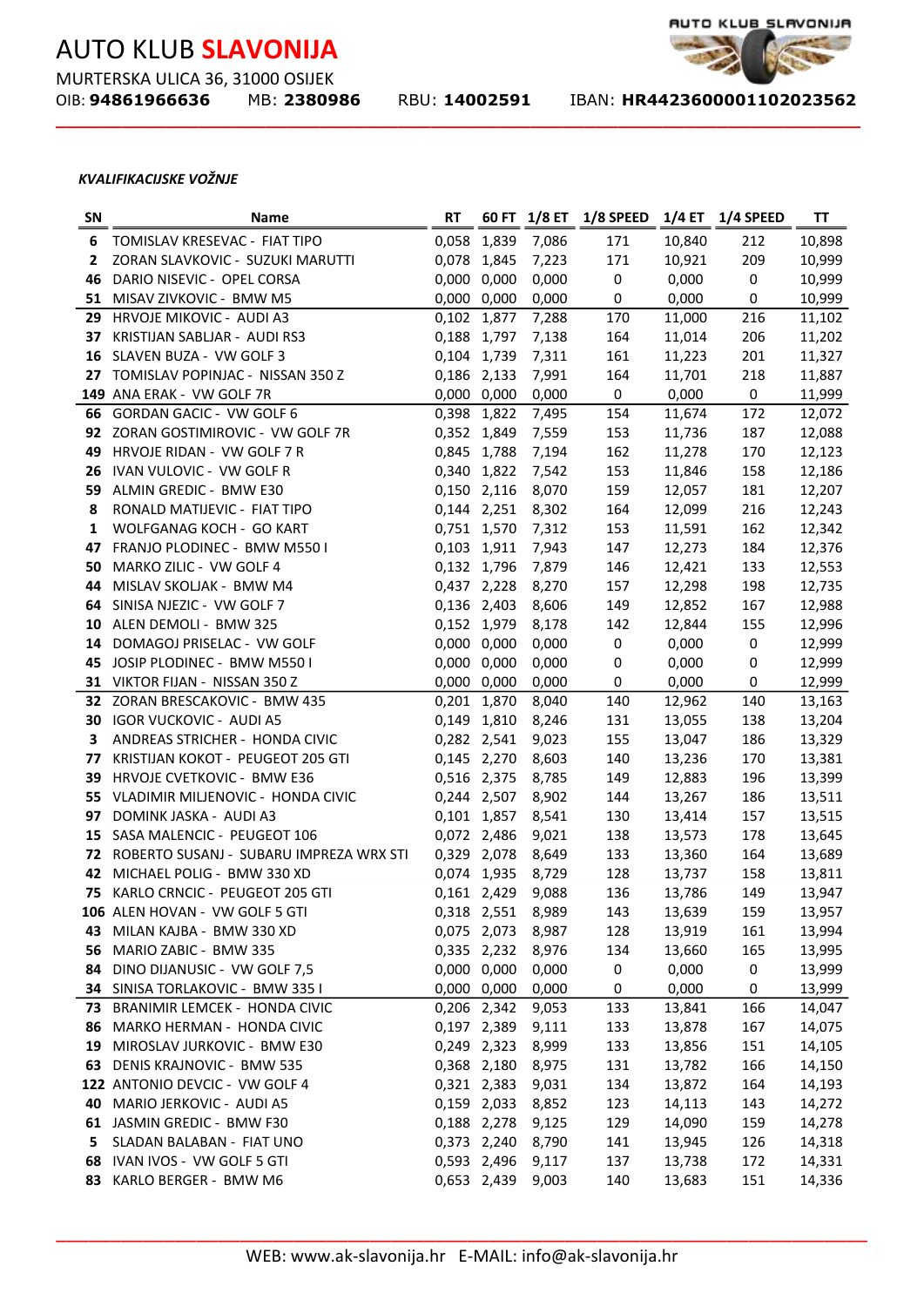# AUTO KLUB **SLAVONIJA**

MURTERSKA ULICA 36, 31000 OSIJEK
OIB: **94861966636** MB: **2380986** RBU: **14002591** IBAN: **HR4423600001102023562**

***KVALIFIKACIJSKE VOŽNJE***

| SN | Name | RT | 60 FT | 1/8 ET | 1/8 SPEED | 1/4 ET | 1/4 SPEED | TT |
|---|---|---|---|---|---|---|---|---|
| 6 | TOMISLAV KRESEVAC - FIAT TIPO | 0,058 | 1,839 | 7,086 | 171 | 10,840 | 212 | 10,898 |
| 2 | ZORAN SLAVKOVIC - SUZUKI MARUTTI | 0,078 | 1,845 | 7,223 | 171 | 10,921 | 209 | 10,999 |
| 46 | DARIO NISEVIC - OPEL CORSA | 0,000 | 0,000 | 0,000 | 0 | 0,000 | 0 | 10,999 |
| 51 | MISAV ZIVKOVIC - BMW M5 | 0,000 | 0,000 | 0,000 | 0 | 0,000 | 0 | 10,999 |
| 29 | HRVOJE MIKOVIC - AUDI A3 | 0,102 | 1,877 | 7,288 | 170 | 11,000 | 216 | 11,102 |
| 37 | KRISTIJAN SABLJAR - AUDI RS3 | 0,188 | 1,797 | 7,138 | 164 | 11,014 | 206 | 11,202 |
| 16 | SLAVEN BUZA - VW GOLF 3 | 0,104 | 1,739 | 7,311 | 161 | 11,223 | 201 | 11,327 |
| 27 | TOMISLAV POPINJAC - NISSAN 350 Z | 0,186 | 2,133 | 7,991 | 164 | 11,701 | 218 | 11,887 |
| 149 | ANA ERAK - VW GOLF 7R | 0,000 | 0,000 | 0,000 | 0 | 0,000 | 0 | 11,999 |
| 66 | GORDAN GACIC - VW GOLF 6 | 0,398 | 1,822 | 7,495 | 154 | 11,674 | 172 | 12,072 |
| 92 | ZORAN GOSTIMIROVIC - VW GOLF 7R | 0,352 | 1,849 | 7,559 | 153 | 11,736 | 187 | 12,088 |
| 49 | HRVOJE RIDAN - VW GOLF 7 R | 0,845 | 1,788 | 7,194 | 162 | 11,278 | 170 | 12,123 |
| 26 | IVAN VULOVIC - VW GOLF R | 0,340 | 1,822 | 7,542 | 153 | 11,846 | 158 | 12,186 |
| 59 | ALMIN GREDIC - BMW E30 | 0,150 | 2,116 | 8,070 | 159 | 12,057 | 181 | 12,207 |
| 8 | RONALD MATIJEVIC - FIAT TIPO | 0,144 | 2,251 | 8,302 | 164 | 12,099 | 216 | 12,243 |
| 1 | WOLFGANAG KOCH - GO KART | 0,751 | 1,570 | 7,312 | 153 | 11,591 | 162 | 12,342 |
| 47 | FRANJO PLODINEC - BMW M550 I | 0,103 | 1,911 | 7,943 | 147 | 12,273 | 184 | 12,376 |
| 50 | MARKO ZILIC - VW GOLF 4 | 0,132 | 1,796 | 7,879 | 146 | 12,421 | 133 | 12,553 |
| 44 | MISLAV SKOLJAK - BMW M4 | 0,437 | 2,228 | 8,270 | 157 | 12,298 | 198 | 12,735 |
| 64 | SINISA NJEZIC - VW GOLF 7 | 0,136 | 2,403 | 8,606 | 149 | 12,852 | 167 | 12,988 |
| 10 | ALEN DEMOLI - BMW 325 | 0,152 | 1,979 | 8,178 | 142 | 12,844 | 155 | 12,996 |
| 14 | DOMAGOJ PRISELAC - VW GOLF | 0,000 | 0,000 | 0,000 | 0 | 0,000 | 0 | 12,999 |
| 45 | JOSIP PLODINEC - BMW M550 I | 0,000 | 0,000 | 0,000 | 0 | 0,000 | 0 | 12,999 |
| 31 | VIKTOR FIJAN - NISSAN 350 Z | 0,000 | 0,000 | 0,000 | 0 | 0,000 | 0 | 12,999 |
| 32 | ZORAN BRESCAKOVIC - BMW 435 | 0,201 | 1,870 | 8,040 | 140 | 12,962 | 140 | 13,163 |
| 30 | IGOR VUCKOVIC - AUDI A5 | 0,149 | 1,810 | 8,246 | 131 | 13,055 | 138 | 13,204 |
| 3 | ANDREAS STRICHER - HONDA CIVIC | 0,282 | 2,541 | 9,023 | 155 | 13,047 | 186 | 13,329 |
| 77 | KRISTIJAN KOKOT - PEUGEOT 205 GTI | 0,145 | 2,270 | 8,603 | 140 | 13,236 | 170 | 13,381 |
| 39 | HRVOJE CVETKOVIC - BMW E36 | 0,516 | 2,375 | 8,785 | 149 | 12,883 | 196 | 13,399 |
| 55 | VLADIMIR MILJENOVIC - HONDA CIVIC | 0,244 | 2,507 | 8,902 | 144 | 13,267 | 186 | 13,511 |
| 97 | DOMINK JASKA - AUDI A3 | 0,101 | 1,857 | 8,541 | 130 | 13,414 | 157 | 13,515 |
| 15 | SASA MALENCIC - PEUGEOT 106 | 0,072 | 2,486 | 9,021 | 138 | 13,573 | 178 | 13,645 |
| 72 | ROBERTO SUSANJ - SUBARU IMPREZA WRX STI | 0,329 | 2,078 | 8,649 | 133 | 13,360 | 164 | 13,689 |
| 42 | MICHAEL POLIG - BMW 330 XD | 0,074 | 1,935 | 8,729 | 128 | 13,737 | 158 | 13,811 |
| 75 | KARLO CRNCIC - PEUGEOT 205 GTI | 0,161 | 2,429 | 9,088 | 136 | 13,786 | 149 | 13,947 |
| 106 | ALEN HOVAN - VW GOLF 5 GTI | 0,318 | 2,551 | 8,989 | 143 | 13,639 | 159 | 13,957 |
| 43 | MILAN KAJBA - BMW 330 XD | 0,075 | 2,073 | 8,987 | 128 | 13,919 | 161 | 13,994 |
| 56 | MARIO ZABIC - BMW 335 | 0,335 | 2,232 | 8,976 | 134 | 13,660 | 165 | 13,995 |
| 84 | DINO DIJANUSIC - VW GOLF 7,5 | 0,000 | 0,000 | 0,000 | 0 | 0,000 | 0 | 13,999 |
| 34 | SINISA TORLAKOVIC - BMW 335 I | 0,000 | 0,000 | 0,000 | 0 | 0,000 | 0 | 13,999 |
| 73 | BRANIMIR LEMCEK - HONDA CIVIC | 0,206 | 2,342 | 9,053 | 133 | 13,841 | 166 | 14,047 |
| 86 | MARKO HERMAN - HONDA CIVIC | 0,197 | 2,389 | 9,111 | 133 | 13,878 | 167 | 14,075 |
| 19 | MIROSLAV JURKOVIC - BMW E30 | 0,249 | 2,323 | 8,999 | 133 | 13,856 | 151 | 14,105 |
| 63 | DENIS KRAJNOVIC - BMW 535 | 0,368 | 2,180 | 8,975 | 131 | 13,782 | 166 | 14,150 |
| 122 | ANTONIO DEVCIC - VW GOLF 4 | 0,321 | 2,383 | 9,031 | 134 | 13,872 | 164 | 14,193 |
| 40 | MARIO JERKOVIC - AUDI A5 | 0,159 | 2,033 | 8,852 | 123 | 14,113 | 143 | 14,272 |
| 61 | JASMIN GREDIC - BMW F30 | 0,188 | 2,278 | 9,125 | 129 | 14,090 | 159 | 14,278 |
| 5 | SLADAN BALABAN - FIAT UNO | 0,373 | 2,240 | 8,790 | 141 | 13,945 | 126 | 14,318 |
| 68 | IVAN IVOS - VW GOLF 5 GTI | 0,593 | 2,496 | 9,117 | 137 | 13,738 | 172 | 14,331 |
| 83 | KARLO BERGER - BMW M6 | 0,653 | 2,439 | 9,003 | 140 | 13,683 | 151 | 14,336 |

WEB: www.ak-slavonija.hr E-MAIL: info@ak-slavonija.hr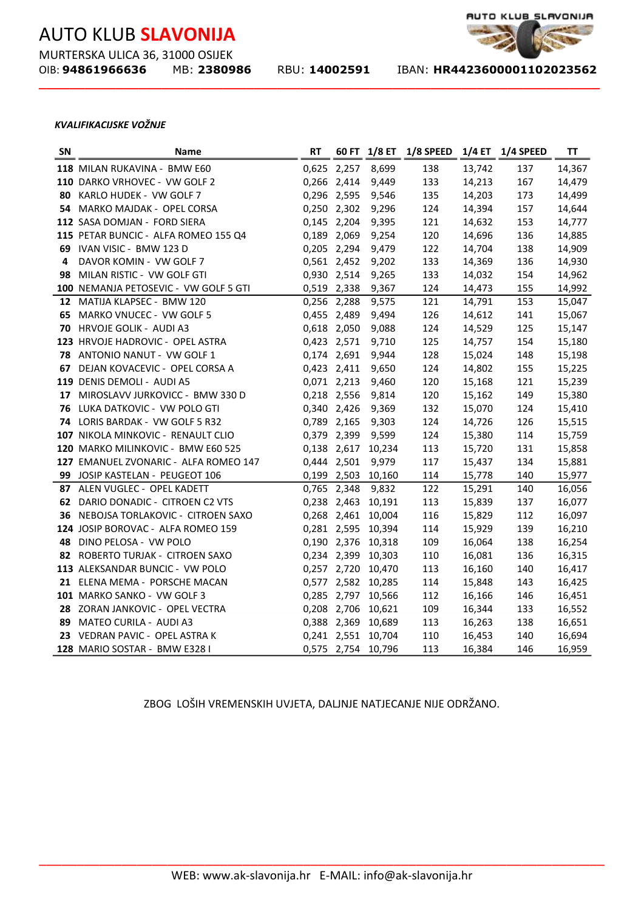# AUTO KLUB **SLAVONIJA**

MURTERSKA ULICA 36, 31000 OSIJEK

OIB: **94861966636** MB: **2380986** RBU: **14002591** IBAN: **HR4423600001102023562**

***KVALIFIKACIJSKE VOŽNJE***

| SN | Name | RT | 60 FT | 1/8 ET | 1/8 SPEED | 1/4 ET | 1/4 SPEED | TT |
|---|---|---|---|---|---|---|---|---|
| **118** | MILAN RUKAVINA - BMW E60 | 0,625 | 2,257 | 8,699 | 138 | 13,742 | 137 | 14,367 |
| **110** | DARKO VRHOVEC - VW GOLF 2 | 0,266 | 2,414 | 9,449 | 133 | 14,213 | 167 | 14,479 |
| **80** | KARLO HUDEK - VW GOLF 7 | 0,296 | 2,595 | 9,546 | 135 | 14,203 | 173 | 14,499 |
| **54** | MARKO MAJDAK - OPEL CORSA | 0,250 | 2,302 | 9,296 | 124 | 14,394 | 157 | 14,644 |
| **112** | SASA DOMJAN - FORD SIERA | 0,145 | 2,204 | 9,395 | 121 | 14,632 | 153 | 14,777 |
| **115** | PETAR BUNCIC - ALFA ROMEO 155 Q4 | 0,189 | 2,069 | 9,254 | 120 | 14,696 | 136 | 14,885 |
| **69** | IVAN VISIC - BMW 123 D | 0,205 | 2,294 | 9,479 | 122 | 14,704 | 138 | 14,909 |
| **4** | DAVOR KOMIN - VW GOLF 7 | 0,561 | 2,452 | 9,202 | 133 | 14,369 | 136 | 14,930 |
| **98** | MILAN RISTIC - VW GOLF GTI | 0,930 | 2,514 | 9,265 | 133 | 14,032 | 154 | 14,962 |
| **100** | NEMANJA PETOSEVIC - VW GOLF 5 GTI | 0,519 | 2,338 | 9,367 | 124 | 14,473 | 155 | 14,992 |
| **12** | MATIJA KLAPSEC - BMW 120 | 0,256 | 2,288 | 9,575 | 121 | 14,791 | 153 | 15,047 |
| **65** | MARKO VNUCEC - VW GOLF 5 | 0,455 | 2,489 | 9,494 | 126 | 14,612 | 141 | 15,067 |
| **70** | HRVOJE GOLIK - AUDI A3 | 0,618 | 2,050 | 9,088 | 124 | 14,529 | 125 | 15,147 |
| **123** | HRVOJE HADROVIC - OPEL ASTRA | 0,423 | 2,571 | 9,710 | 125 | 14,757 | 154 | 15,180 |
| **78** | ANTONIO NANUT - VW GOLF 1 | 0,174 | 2,691 | 9,944 | 128 | 15,024 | 148 | 15,198 |
| **67** | DEJAN KOVACEVIC - OPEL CORSA A | 0,423 | 2,411 | 9,650 | 124 | 14,802 | 155 | 15,225 |
| **119** | DENIS DEMOLI - AUDI A5 | 0,071 | 2,213 | 9,460 | 120 | 15,168 | 121 | 15,239 |
| **17** | MIROSLAVV JURKOVICC - BMW 330 D | 0,218 | 2,556 | 9,814 | 120 | 15,162 | 149 | 15,380 |
| **76** | LUKA DATKOVIC - VW POLO GTI | 0,340 | 2,426 | 9,369 | 132 | 15,070 | 124 | 15,410 |
| **74** | LORIS BARDAK - VW GOLF 5 R32 | 0,789 | 2,165 | 9,303 | 124 | 14,726 | 126 | 15,515 |
| **107** | NIKOLA MINKOVIC - RENAULT CLIO | 0,379 | 2,399 | 9,599 | 124 | 15,380 | 114 | 15,759 |
| **120** | MARKO MILINKOVIC - BMW E60 525 | 0,138 | 2,617 | 10,234 | 113 | 15,720 | 131 | 15,858 |
| **127** | EMANUEL ZVONARIC - ALFA ROMEO 147 | 0,444 | 2,501 | 9,979 | 117 | 15,437 | 134 | 15,881 |
| **99** | JOSIP KASTELAN - PEUGEOT 106 | 0,199 | 2,503 | 10,160 | 114 | 15,778 | 140 | 15,977 |
| **87** | ALEN VUGLEC - OPEL KADETT | 0,765 | 2,348 | 9,832 | 122 | 15,291 | 140 | 16,056 |
| **62** | DARIO DONADIC - CITROEN C2 VTS | 0,238 | 2,463 | 10,191 | 113 | 15,839 | 137 | 16,077 |
| **36** | NEBOJSA TORLAKOVIC - CITROEN SAXO | 0,268 | 2,461 | 10,004 | 116 | 15,829 | 112 | 16,097 |
| **124** | JOSIP BOROVAC - ALFA ROMEO 159 | 0,281 | 2,595 | 10,394 | 114 | 15,929 | 139 | 16,210 |
| **48** | DINO PELOSA - VW POLO | 0,190 | 2,376 | 10,318 | 109 | 16,064 | 138 | 16,254 |
| **82** | ROBERTO TURJAK - CITROEN SAXO | 0,234 | 2,399 | 10,303 | 110 | 16,081 | 136 | 16,315 |
| **113** | ALEKSANDAR BUNCIC - VW POLO | 0,257 | 2,720 | 10,470 | 113 | 16,160 | 140 | 16,417 |
| **21** | ELENA MEMA - PORSCHE MACAN | 0,577 | 2,582 | 10,285 | 114 | 15,848 | 143 | 16,425 |
| **101** | MARKO SANKO - VW GOLF 3 | 0,285 | 2,797 | 10,566 | 112 | 16,166 | 146 | 16,451 |
| **28** | ZORAN JANKOVIC - OPEL VECTRA | 0,208 | 2,706 | 10,621 | 109 | 16,344 | 133 | 16,552 |
| **89** | MATEO CURILA - AUDI A3 | 0,388 | 2,369 | 10,689 | 113 | 16,263 | 138 | 16,651 |
| **23** | VEDRAN PAVIC - OPEL ASTRA K | 0,241 | 2,551 | 10,704 | 110 | 16,453 | 140 | 16,694 |
| **128** | MARIO SOSTAR - BMW E328 I | 0,575 | 2,754 | 10,796 | 113 | 16,384 | 146 | 16,959 |

ZBOG LOŠIH VREMENSKIH UVJETA, DALJNJE NATJECANJE NIJE ODRŽANO.

WEB: www.ak-slavonija.hr E-MAIL: info@ak-slavonija.hr